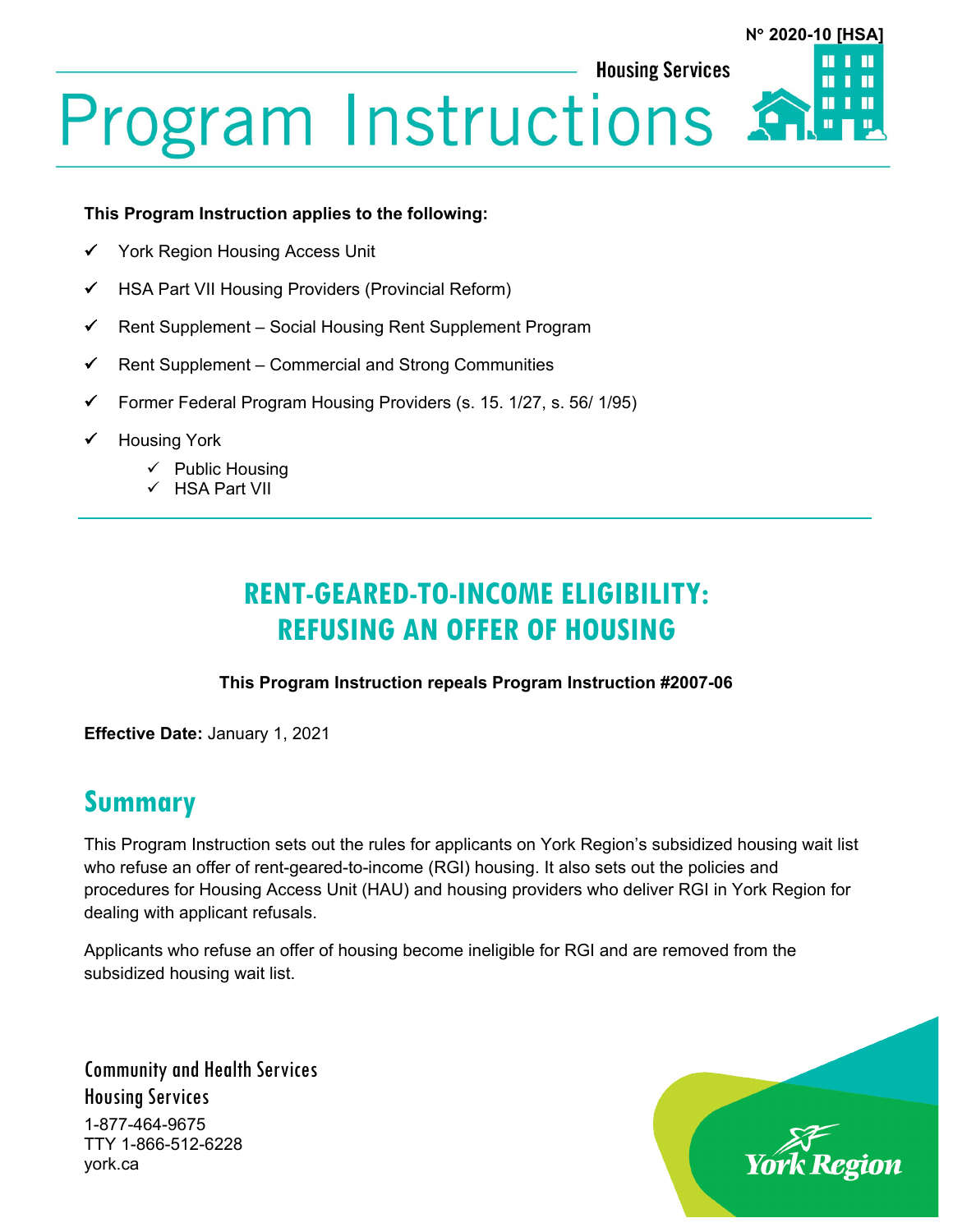N° 2020-10 [HSA]

Housing Services

# Program Instructions

**This Program Instruction applies to the following:**

- ✓ York Region Housing Access Unit
- ✓ HSA Part VII Housing Providers (Provincial Reform)
- ✓ Rent Supplement – Social Housing Rent Supplement Program
- ✓ Rent Supplement – Commercial and Strong Communities
- ✓ Former Federal Program Housing Providers (s. 15. 1/27, s. 56/ 1/95)
- ✓ Housing York
  - ✓ Public Housing
  - ✓ HSA Part VII

## RENT-GEARED-TO-INCOME ELIGIBILITY: REFUSING AN OFFER OF HOUSING

**This Program Instruction repeals Program Instruction #2007-06**

**Effective Date:** January 1, 2021

## Summary

This Program Instruction sets out the rules for applicants on York Region's subsidized housing wait list who refuse an offer of rent-geared-to-income (RGI) housing. It also sets out the policies and procedures for Housing Access Unit (HAU) and housing providers who deliver RGI in York Region for dealing with applicant refusals.

Applicants who refuse an offer of housing become ineligible for RGI and are removed from the subsidized housing wait list.

Community and Health Services
Housing Services
1-877-464-9675
TTY 1-866-512-6228
york.ca

York Region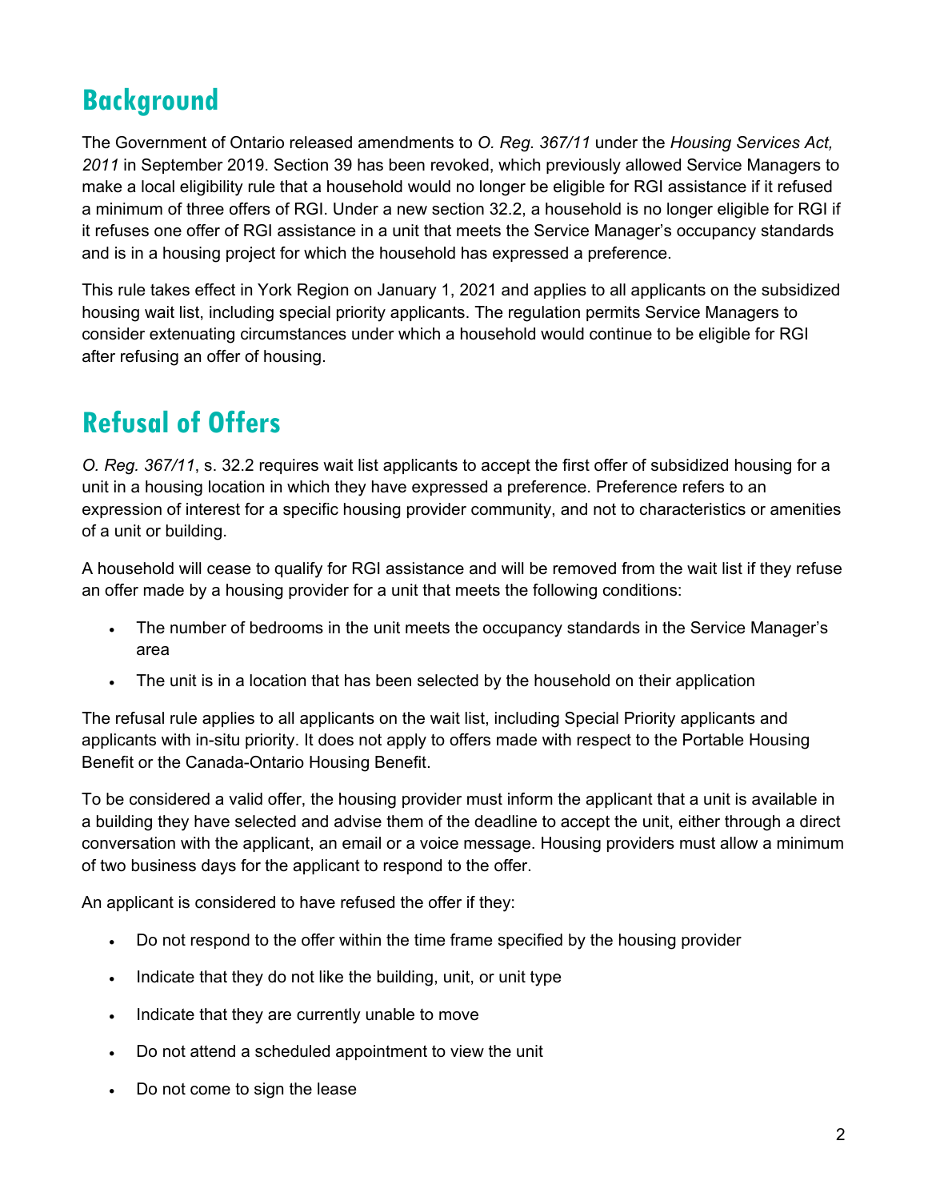## Background

The Government of Ontario released amendments to *O. Reg. 367/11* under the *Housing Services Act, 2011* in September 2019. Section 39 has been revoked, which previously allowed Service Managers to make a local eligibility rule that a household would no longer be eligible for RGI assistance if it refused a minimum of three offers of RGI. Under a new section 32.2, a household is no longer eligible for RGI if it refuses one offer of RGI assistance in a unit that meets the Service Manager's occupancy standards and is in a housing project for which the household has expressed a preference.

This rule takes effect in York Region on January 1, 2021 and applies to all applicants on the subsidized housing wait list, including special priority applicants. The regulation permits Service Managers to consider extenuating circumstances under which a household would continue to be eligible for RGI after refusing an offer of housing.

## Refusal of Offers

*O. Reg. 367/11*, s. 32.2 requires wait list applicants to accept the first offer of subsidized housing for a unit in a housing location in which they have expressed a preference. Preference refers to an expression of interest for a specific housing provider community, and not to characteristics or amenities of a unit or building.

A household will cease to qualify for RGI assistance and will be removed from the wait list if they refuse an offer made by a housing provider for a unit that meets the following conditions:

- The number of bedrooms in the unit meets the occupancy standards in the Service Manager's area
- The unit is in a location that has been selected by the household on their application

The refusal rule applies to all applicants on the wait list, including Special Priority applicants and applicants with in-situ priority. It does not apply to offers made with respect to the Portable Housing Benefit or the Canada-Ontario Housing Benefit.

To be considered a valid offer, the housing provider must inform the applicant that a unit is available in a building they have selected and advise them of the deadline to accept the unit, either through a direct conversation with the applicant, an email or a voice message. Housing providers must allow a minimum of two business days for the applicant to respond to the offer.

An applicant is considered to have refused the offer if they:

- Do not respond to the offer within the time frame specified by the housing provider
- Indicate that they do not like the building, unit, or unit type
- Indicate that they are currently unable to move
- Do not attend a scheduled appointment to view the unit
- Do not come to sign the lease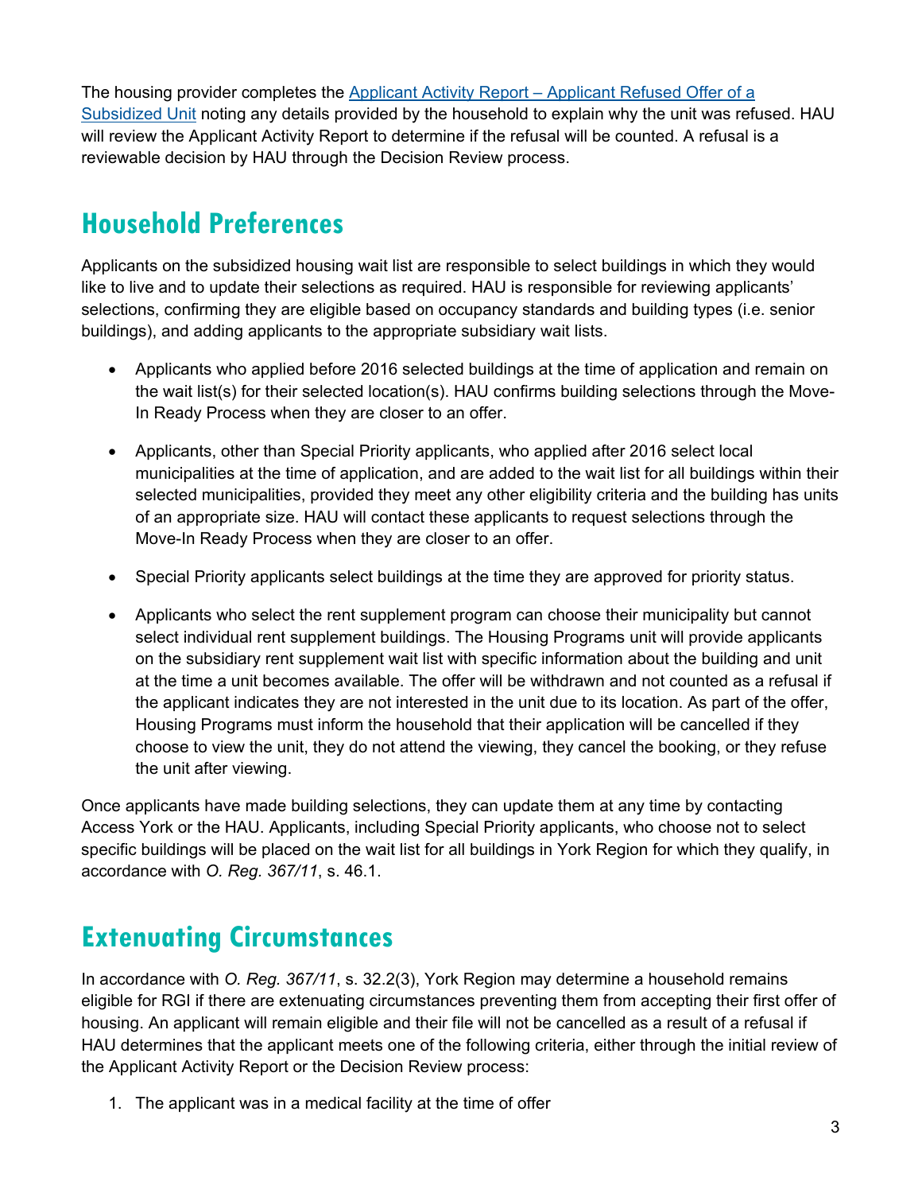The housing provider completes the [Applicant Activity Report – Applicant Refused Offer of a Subsidized Unit]() noting any details provided by the household to explain why the unit was refused. HAU will review the Applicant Activity Report to determine if the refusal will be counted. A refusal is a reviewable decision by HAU through the Decision Review process.

## Household Preferences

Applicants on the subsidized housing wait list are responsible to select buildings in which they would like to live and to update their selections as required. HAU is responsible for reviewing applicants' selections, confirming they are eligible based on occupancy standards and building types (i.e. senior buildings), and adding applicants to the appropriate subsidiary wait lists.

- Applicants who applied before 2016 selected buildings at the time of application and remain on the wait list(s) for their selected location(s). HAU confirms building selections through the Move-In Ready Process when they are closer to an offer.
- Applicants, other than Special Priority applicants, who applied after 2016 select local municipalities at the time of application, and are added to the wait list for all buildings within their selected municipalities, provided they meet any other eligibility criteria and the building has units of an appropriate size. HAU will contact these applicants to request selections through the Move-In Ready Process when they are closer to an offer.
- Special Priority applicants select buildings at the time they are approved for priority status.
- Applicants who select the rent supplement program can choose their municipality but cannot select individual rent supplement buildings. The Housing Programs unit will provide applicants on the subsidiary rent supplement wait list with specific information about the building and unit at the time a unit becomes available. The offer will be withdrawn and not counted as a refusal if the applicant indicates they are not interested in the unit due to its location. As part of the offer, Housing Programs must inform the household that their application will be cancelled if they choose to view the unit, they do not attend the viewing, they cancel the booking, or they refuse the unit after viewing.

Once applicants have made building selections, they can update them at any time by contacting Access York or the HAU. Applicants, including Special Priority applicants, who choose not to select specific buildings will be placed on the wait list for all buildings in York Region for which they qualify, in accordance with *O. Reg. 367/11*, s. 46.1.

## Extenuating Circumstances

In accordance with *O. Reg. 367/11*, s. 32.2(3), York Region may determine a household remains eligible for RGI if there are extenuating circumstances preventing them from accepting their first offer of housing. An applicant will remain eligible and their file will not be cancelled as a result of a refusal if HAU determines that the applicant meets one of the following criteria, either through the initial review of the Applicant Activity Report or the Decision Review process:

1. The applicant was in a medical facility at the time of offer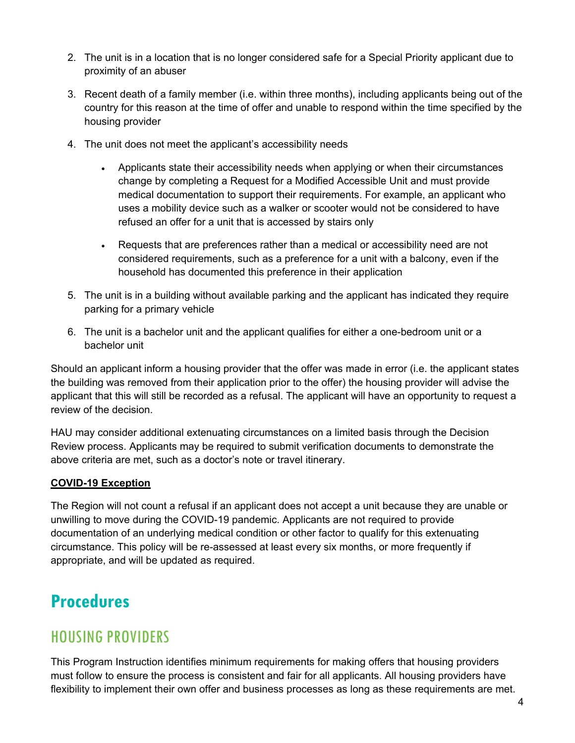2. The unit is in a location that is no longer considered safe for a Special Priority applicant due to proximity of an abuser

3. Recent death of a family member (i.e. within three months), including applicants being out of the country for this reason at the time of offer and unable to respond within the time specified by the housing provider

4. The unit does not meet the applicant's accessibility needs

   - Applicants state their accessibility needs when applying or when their circumstances change by completing a Request for a Modified Accessible Unit and must provide medical documentation to support their requirements. For example, an applicant who uses a mobility device such as a walker or scooter would not be considered to have refused an offer for a unit that is accessed by stairs only

   - Requests that are preferences rather than a medical or accessibility need are not considered requirements, such as a preference for a unit with a balcony, even if the household has documented this preference in their application

5. The unit is in a building without available parking and the applicant has indicated they require parking for a primary vehicle

6. The unit is a bachelor unit and the applicant qualifies for either a one-bedroom unit or a bachelor unit

Should an applicant inform a housing provider that the offer was made in error (i.e. the applicant states the building was removed from their application prior to the offer) the housing provider will advise the applicant that this will still be recorded as a refusal. The applicant will have an opportunity to request a review of the decision.

HAU may consider additional extenuating circumstances on a limited basis through the Decision Review process. Applicants may be required to submit verification documents to demonstrate the above criteria are met, such as a doctor's note or travel itinerary.

**COVID-19 Exception**

The Region will not count a refusal if an applicant does not accept a unit because they are unable or unwilling to move during the COVID-19 pandemic. Applicants are not required to provide documentation of an underlying medical condition or other factor to qualify for this extenuating circumstance. This policy will be re-assessed at least every six months, or more frequently if appropriate, and will be updated as required.

# Procedures

## HOUSING PROVIDERS

This Program Instruction identifies minimum requirements for making offers that housing providers must follow to ensure the process is consistent and fair for all applicants. All housing providers have flexibility to implement their own offer and business processes as long as these requirements are met.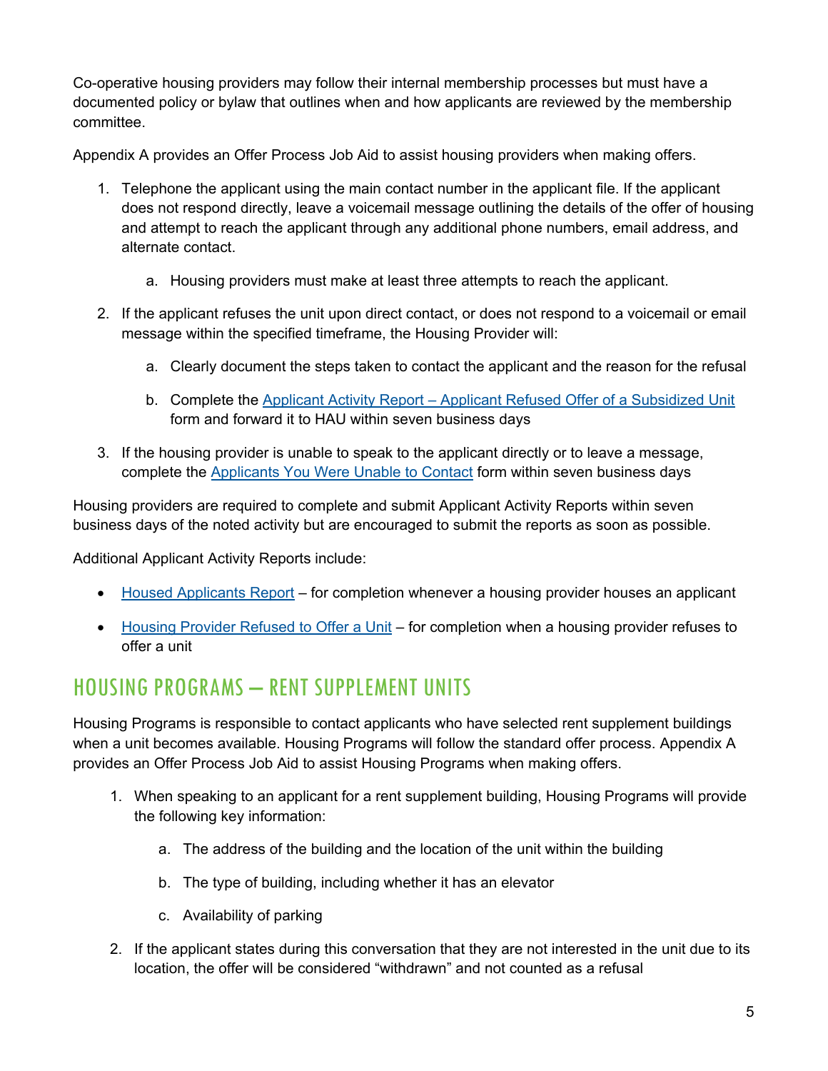Co-operative housing providers may follow their internal membership processes but must have a documented policy or bylaw that outlines when and how applicants are reviewed by the membership committee.

Appendix A provides an Offer Process Job Aid to assist housing providers when making offers.

1. Telephone the applicant using the main contact number in the applicant file. If the applicant does not respond directly, leave a voicemail message outlining the details of the offer of housing and attempt to reach the applicant through any additional phone numbers, email address, and alternate contact.
    a. Housing providers must make at least three attempts to reach the applicant.
2. If the applicant refuses the unit upon direct contact, or does not respond to a voicemail or email message within the specified timeframe, the Housing Provider will:
    a. Clearly document the steps taken to contact the applicant and the reason for the refusal
    b. Complete the Applicant Activity Report – Applicant Refused Offer of a Subsidized Unit form and forward it to HAU within seven business days
3. If the housing provider is unable to speak to the applicant directly or to leave a message, complete the Applicants You Were Unable to Contact form within seven business days

Housing providers are required to complete and submit Applicant Activity Reports within seven business days of the noted activity but are encouraged to submit the reports as soon as possible.

Additional Applicant Activity Reports include:

- Housed Applicants Report – for completion whenever a housing provider houses an applicant
- Housing Provider Refused to Offer a Unit – for completion when a housing provider refuses to offer a unit

## HOUSING PROGRAMS – RENT SUPPLEMENT UNITS

Housing Programs is responsible to contact applicants who have selected rent supplement buildings when a unit becomes available. Housing Programs will follow the standard offer process. Appendix A provides an Offer Process Job Aid to assist Housing Programs when making offers.

1. When speaking to an applicant for a rent supplement building, Housing Programs will provide the following key information:
    a. The address of the building and the location of the unit within the building
    b. The type of building, including whether it has an elevator
    c. Availability of parking
2. If the applicant states during this conversation that they are not interested in the unit due to its location, the offer will be considered "withdrawn" and not counted as a refusal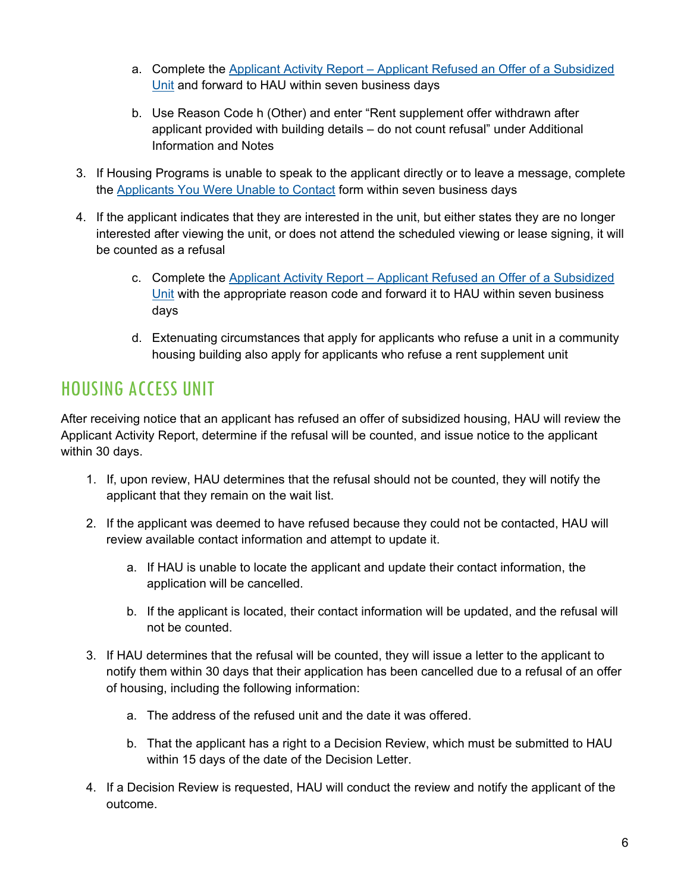a. Complete the [Applicant Activity Report – Applicant Refused an Offer of a Subsidized Unit]() and forward to HAU within seven business days

   b. Use Reason Code h (Other) and enter “Rent supplement offer withdrawn after applicant provided with building details – do not count refusal” under Additional Information and Notes

3. If Housing Programs is unable to speak to the applicant directly or to leave a message, complete the [Applicants You Were Unable to Contact]() form within seven business days

4. If the applicant indicates that they are interested in the unit, but either states they are no longer interested after viewing the unit, or does not attend the scheduled viewing or lease signing, it will be counted as a refusal

   c. Complete the [Applicant Activity Report – Applicant Refused an Offer of a Subsidized Unit]() with the appropriate reason code and forward it to HAU within seven business days

   d. Extenuating circumstances that apply for applicants who refuse a unit in a community housing building also apply for applicants who refuse a rent supplement unit

## HOUSING ACCESS UNIT

After receiving notice that an applicant has refused an offer of subsidized housing, HAU will review the Applicant Activity Report, determine if the refusal will be counted, and issue notice to the applicant within 30 days.

1. If, upon review, HAU determines that the refusal should not be counted, they will notify the applicant that they remain on the wait list.

2. If the applicant was deemed to have refused because they could not be contacted, HAU will review available contact information and attempt to update it.

   a. If HAU is unable to locate the applicant and update their contact information, the application will be cancelled.

   b. If the applicant is located, their contact information will be updated, and the refusal will not be counted.

3. If HAU determines that the refusal will be counted, they will issue a letter to the applicant to notify them within 30 days that their application has been cancelled due to a refusal of an offer of housing, including the following information:

   a. The address of the refused unit and the date it was offered.

   b. That the applicant has a right to a Decision Review, which must be submitted to HAU within 15 days of the date of the Decision Letter.

4. If a Decision Review is requested, HAU will conduct the review and notify the applicant of the outcome.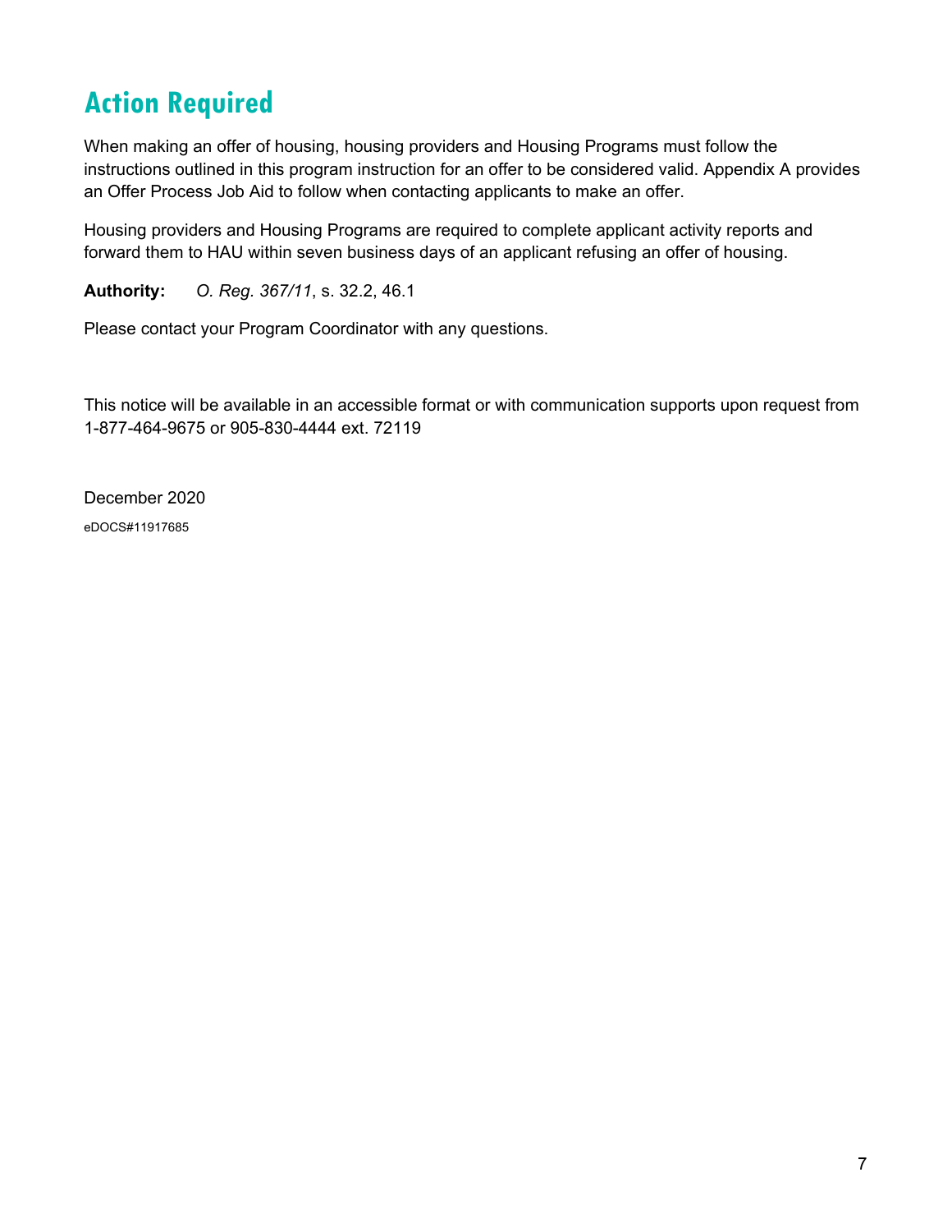## Action Required

When making an offer of housing, housing providers and Housing Programs must follow the instructions outlined in this program instruction for an offer to be considered valid. Appendix A provides an Offer Process Job Aid to follow when contacting applicants to make an offer.

Housing providers and Housing Programs are required to complete applicant activity reports and forward them to HAU within seven business days of an applicant refusing an offer of housing.

**Authority:** *O. Reg. 367/11*, s. 32.2, 46.1

Please contact your Program Coordinator with any questions.

This notice will be available in an accessible format or with communication supports upon request from 1-877-464-9675 or 905-830-4444 ext. 72119

December 2020

eDOCS#11917685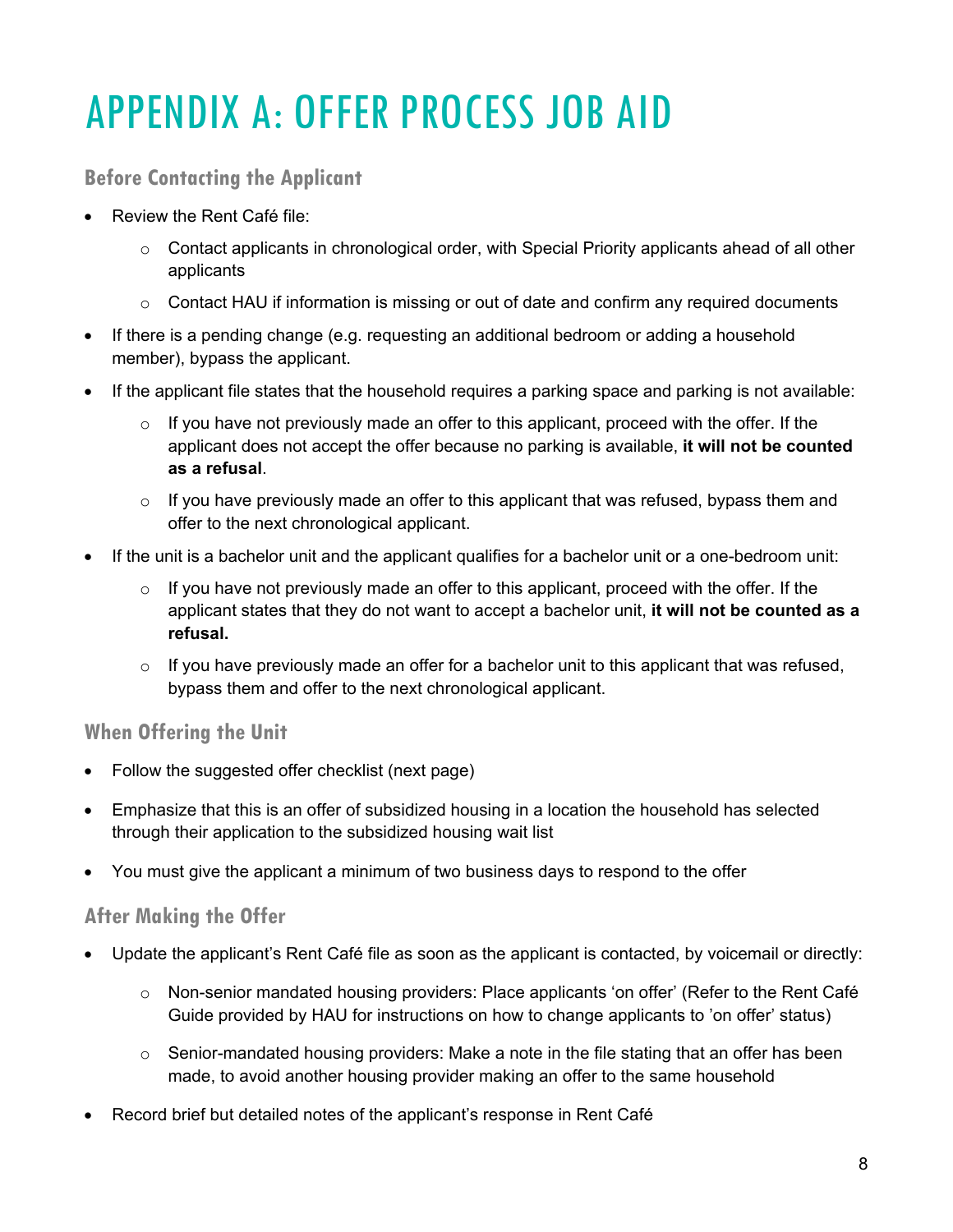# APPENDIX A: OFFER PROCESS JOB AID

### Before Contacting the Applicant

- Review the Rent Café file:
  - Contact applicants in chronological order, with Special Priority applicants ahead of all other applicants
  - Contact HAU if information is missing or out of date and confirm any required documents
- If there is a pending change (e.g. requesting an additional bedroom or adding a household member), bypass the applicant.
- If the applicant file states that the household requires a parking space and parking is not available:
  - If you have not previously made an offer to this applicant, proceed with the offer. If the applicant does not accept the offer because no parking is available, **it will not be counted as a refusal**.
  - If you have previously made an offer to this applicant that was refused, bypass them and offer to the next chronological applicant.
- If the unit is a bachelor unit and the applicant qualifies for a bachelor unit or a one-bedroom unit:
  - If you have not previously made an offer to this applicant, proceed with the offer. If the applicant states that they do not want to accept a bachelor unit, **it will not be counted as a refusal.**
  - If you have previously made an offer for a bachelor unit to this applicant that was refused, bypass them and offer to the next chronological applicant.

### When Offering the Unit

- Follow the suggested offer checklist (next page)
- Emphasize that this is an offer of subsidized housing in a location the household has selected through their application to the subsidized housing wait list
- You must give the applicant a minimum of two business days to respond to the offer

### After Making the Offer

- Update the applicant's Rent Café file as soon as the applicant is contacted, by voicemail or directly:
  - Non-senior mandated housing providers: Place applicants 'on offer' (Refer to the Rent Café Guide provided by HAU for instructions on how to change applicants to 'on offer' status)
  - Senior-mandated housing providers: Make a note in the file stating that an offer has been made, to avoid another housing provider making an offer to the same household
- Record brief but detailed notes of the applicant's response in Rent Café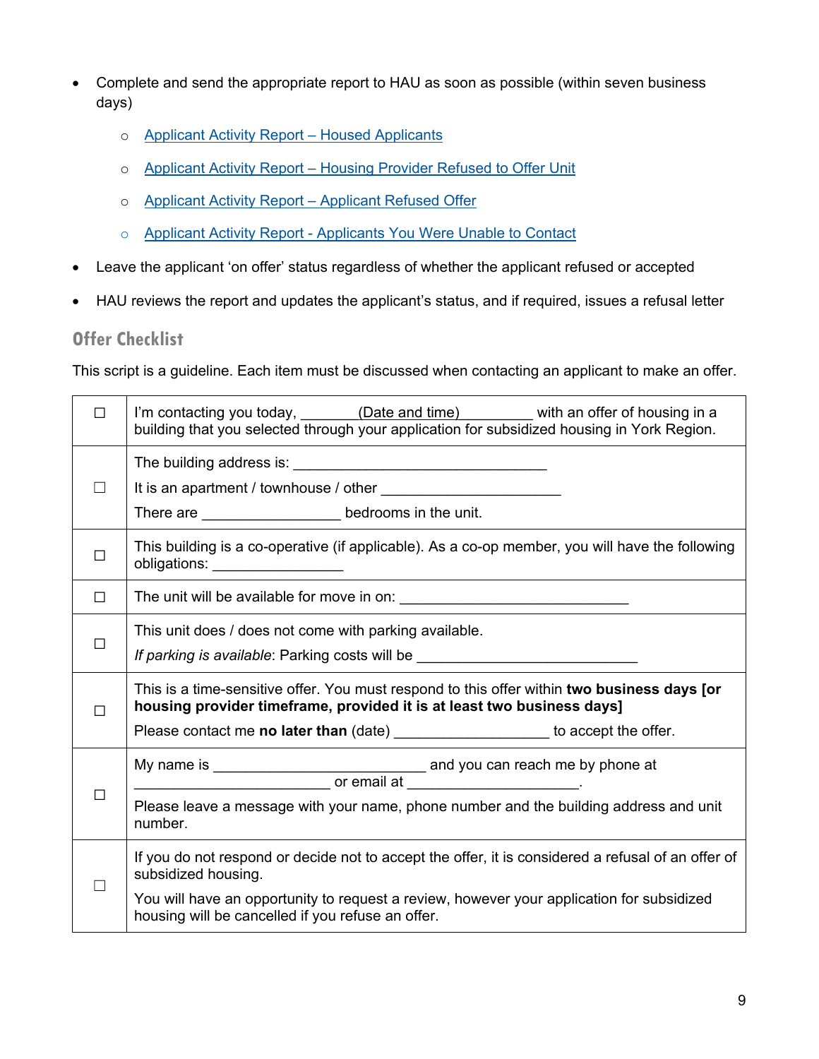- Complete and send the appropriate report to HAU as soon as possible (within seven business days)
  - Applicant Activity Report – Housed Applicants
  - Applicant Activity Report – Housing Provider Refused to Offer Unit
  - Applicant Activity Report – Applicant Refused Offer
  - Applicant Activity Report - Applicants You Were Unable to Contact
- Leave the applicant 'on offer' status regardless of whether the applicant refused or accepted
- HAU reviews the report and updates the applicant's status, and if required, issues a refusal letter

## Offer Checklist

This script is a guideline. Each item must be discussed when contacting an applicant to make an offer.

| | |
|---|---|
| ☐ | I'm contacting you today, _______(Date and time)_________ with an offer of housing in a building that you selected through your application for subsidized housing in York Region. |
| ☐ | The building address is: ________________________________<br><br>It is an apartment / townhouse / other ______________________<br><br>There are _________________ bedrooms in the unit. |
| ☐ | This building is a co-operative (if applicable). As a co-op member, you will have the following obligations: ________________ |
| ☐ | The unit will be available for move in on: ____________________________ |
| ☐ | This unit does / does not come with parking available.<br><br>*If parking is available*: Parking costs will be ___________________________ |
| ☐ | This is a time-sensitive offer. You must respond to this offer within **two business days [or housing provider timeframe, provided it is at least two business days]**<br><br>Please contact me **no later than** (date) ___________________ to accept the offer. |
| ☐ | My name is __________________________ and you can reach me by phone at ________________________ or email at _____________________.<br><br>Please leave a message with your name, phone number and the building address and unit number. |
| ☐ | If you do not respond or decide not to accept the offer, it is considered a refusal of an offer of subsidized housing.<br><br>You will have an opportunity to request a review, however your application for subsidized housing will be cancelled if you refuse an offer. |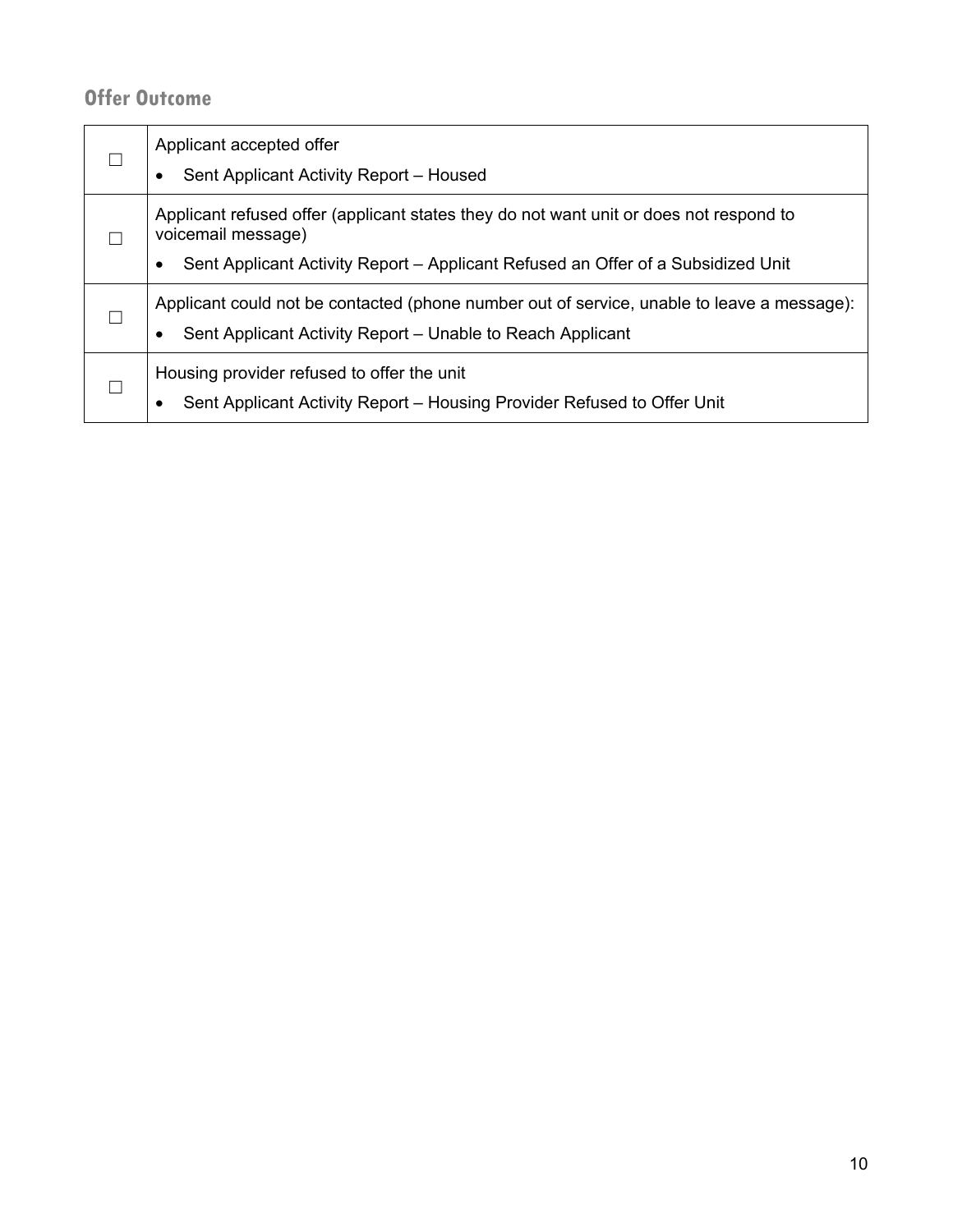## Offer Outcome

| | |
|---|---|
| ☐ | Applicant accepted offer<br>• Sent Applicant Activity Report – Housed |
| ☐ | Applicant refused offer (applicant states they do not want unit or does not respond to voicemail message)<br>• Sent Applicant Activity Report – Applicant Refused an Offer of a Subsidized Unit |
| ☐ | Applicant could not be contacted (phone number out of service, unable to leave a message):<br>• Sent Applicant Activity Report – Unable to Reach Applicant |
| ☐ | Housing provider refused to offer the unit<br>• Sent Applicant Activity Report – Housing Provider Refused to Offer Unit |